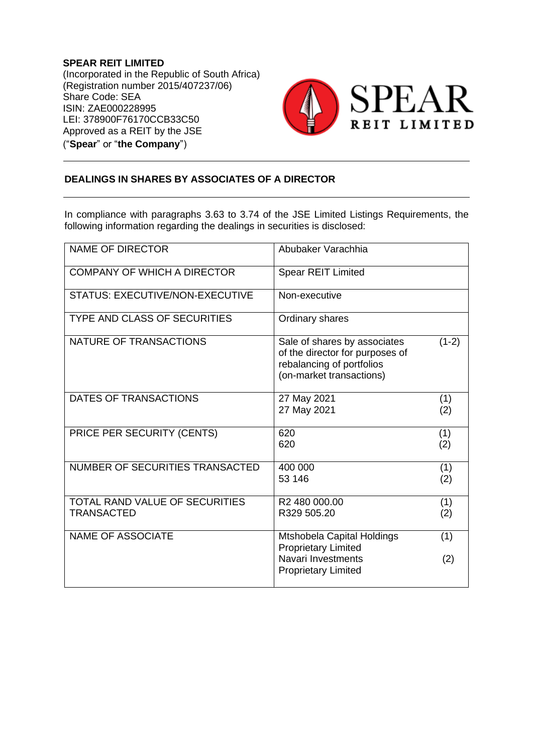**SPEAR REIT LIMITED**
(Incorporated in the Republic of South Africa)
(Registration number 2015/407237/06)
Share Code: SEA
ISIN: ZAE000228995
LEI: 378900F76170CCB33C50
Approved as a REIT by the JSE
("**Spear**" or "**the Company**")

## DEALINGS IN SHARES BY ASSOCIATES OF A DIRECTOR

In compliance with paragraphs 3.63 to 3.74 of the JSE Limited Listings Requirements, the following information regarding the dealings in securities is disclosed:

| | |
|---|---|
| NAME OF DIRECTOR | Abubaker Varachhia |
| COMPANY OF WHICH A DIRECTOR | Spear REIT Limited |
| STATUS: EXECUTIVE/NON-EXECUTIVE | Non-executive |
| TYPE AND CLASS OF SECURITIES | Ordinary shares |
| NATURE OF TRANSACTIONS | Sale of shares by associates of the director for purposes of rebalancing of portfolios (on-market transactions) (1-2) |
| DATES OF TRANSACTIONS | 27 May 2021 (1)<br>27 May 2021 (2) |
| PRICE PER SECURITY (CENTS) | 620 (1)<br>620 (2) |
| NUMBER OF SECURITIES TRANSACTED | 400 000 (1)<br>53 146 (2) |
| TOTAL RAND VALUE OF SECURITIES TRANSACTED | R2 480 000.00 (1)<br>R329 505.20 (2) |
| NAME OF ASSOCIATE | Mtshobela Capital Holdings Proprietary Limited (1)<br>Navari Investments Proprietary Limited (2) |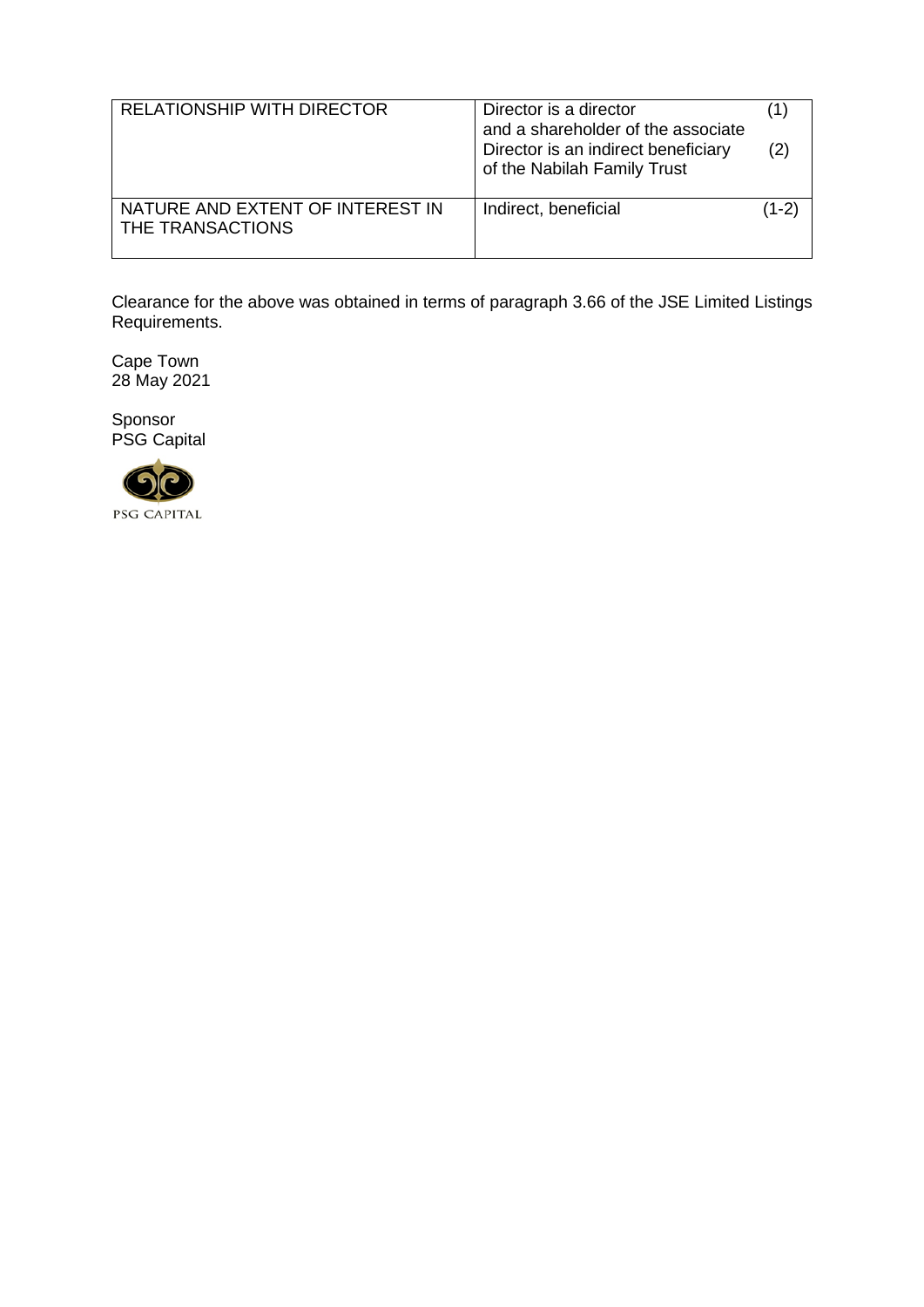| | | |
|---|---|---|
| RELATIONSHIP WITH DIRECTOR | Director is a director and a shareholder of the associate | (1) |
| | Director is an indirect beneficiary of the Nabilah Family Trust | (2) |
| NATURE AND EXTENT OF INTEREST IN THE TRANSACTIONS | Indirect, beneficial | (1-2) |

Clearance for the above was obtained in terms of paragraph 3.66 of the JSE Limited Listings Requirements.

Cape Town
28 May 2021

Sponsor
PSG Capital

PSG CAPITAL